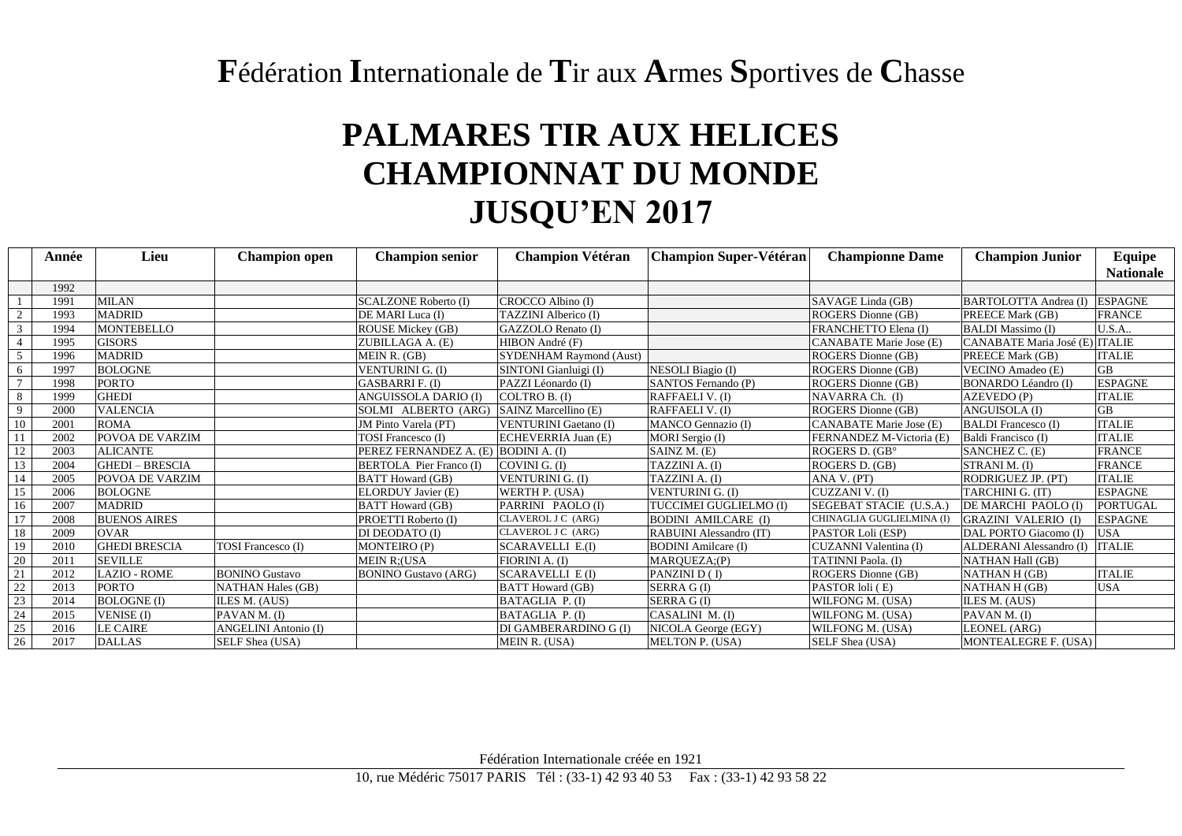# Fédération Internationale de Tir aux Armes Sportives de Chasse

# PALMARES TIR AUX HELICES
# CHAMPIONNAT DU MONDE
# JUSQU'EN 2017

| | Année | Lieu | Champion open | Champion senior | Champion Vétéran | Champion Super-Vétéran | Championne Dame | Champion Junior | Equipe Nationale |
|---|---|---|---|---|---|---|---|---|---|
| | 1992 | | | | | | | | |
| 1 | 1991 | MILAN | | SCALZONE Roberto (I) | CROCCO Albino (I) | | SAVAGE Linda (GB) | BARTOLOTTA Andrea (I) | ESPAGNE |
| 2 | 1993 | MADRID | | DE MARI Luca (I) | TAZZINI Alberico (I) | | ROGERS Dionne (GB) | PREECE Mark (GB) | FRANCE |
| 3 | 1994 | MONTEBELLO | | ROUSE Mickey (GB) | GAZZOLO Renato (I) | | FRANCHETTO Elena (I) | BALDI Massimo (I) | U.S.A.. |
| 4 | 1995 | GISORS | | ZUBILLAGA A. (E) | HIBON André (F) | | CANABATE Marie Jose (E) | CANABATE Maria José (E) | ITALIE |
| 5 | 1996 | MADRID | | MEIN R. (GB) | SYDENHAM Raymond (Aust) | | ROGERS Dionne (GB) | PREECE Mark (GB) | ITALIE |
| 6 | 1997 | BOLOGNE | | VENTURINI G. (I) | SINTONI Gianluigi (I) | NESOLI Biagio (I) | ROGERS Dionne (GB) | VECINO Amadeo (E) | GB |
| 7 | 1998 | PORTO | | GASBARRI F. (I) | PAZZI Léonardo (I) | SANTOS Fernando (P) | ROGERS Dionne (GB) | BONARDO Léandro (I) | ESPAGNE |
| 8 | 1999 | GHEDI | | ANGUISSOLA DARIO (I) | COLTRO B. (I) | RAFFAELI V. (I) | NAVARRA Ch. (I) | AZEVEDO (P) | ITALIE |
| 9 | 2000 | VALENCIA | | SOLMI ALBERTO (ARG) | SAINZ Marcellino (E) | RAFFAELI V. (I) | ROGERS Dionne (GB) | ANGUISOLA (I) | GB |
| 10 | 2001 | ROMA | | JM Pinto Varela (PT) | VENTURINI Gaetano (I) | MANCO Gennazio (I) | CANABATE Marie Jose (E) | BALDI Francesco (I) | ITALIE |
| 11 | 2002 | POVOA DE VARZIM | | TOSI Francesco (I) | ECHEVERRIA Juan (E) | MORI Sergio (I) | FERNANDEZ M-Victoria (E) | Baldi Francisco (I) | ITALIE |
| 12 | 2003 | ALICANTE | | PEREZ FERNANDEZ A. (E) | BODINI A. (I) | SAINZ M. (E) | ROGERS D. (GB° | SANCHEZ C. (E) | FRANCE |
| 13 | 2004 | GHEDI – BRESCIA | | BERTOLA Pier Franco (I) | COVINI G. (I) | TAZZINI A. (I) | ROGERS D. (GB) | STRANI M. (I) | FRANCE |
| 14 | 2005 | POVOA DE VARZIM | | BATT Howard (GB) | VENTURINI G. (I) | TAZZINI A. (I) | ANA V. (PT) | RODRIGUEZ JP. (PT) | ITALIE |
| 15 | 2006 | BOLOGNE | | ELORDUY Javier (E) | WERTH P. (USA) | VENTURINI G. (I) | CUZZANI V. (I) | TARCHINI G. (IT) | ESPAGNE |
| 16 | 2007 | MADRID | | BATT Howard (GB) | PARRINI PAOLO (I) | TUCCIMEI GUGLIELMO (I) | SEGEBAT STACIE (U.S.A.) | DE MARCHI PAOLO (I) | PORTUGAL |
| 17 | 2008 | BUENOS AIRES | | PROETTI Roberto (I) | CLAVEROL J C (ARG) | BODINI AMILCARE (I) | CHINAGLIA GUGLIELMINA (I) | GRAZINI VALERIO (I) | ESPAGNE |
| 18 | 2009 | OVAR | | DI DEODATO (I) | CLAVEROL J C (ARG) | RABUINI Alessandro (IT) | PASTOR Loli (ESP) | DAL PORTO Giacomo (I) | USA |
| 19 | 2010 | GHEDI BRESCIA | TOSI Francesco (I) | MONTEIRO (P) | SCARAVELLI E.(I) | BODINI Amilcare (I) | CUZANNI Valentina (I) | ALDERANI Alessandro (I) | ITALIE |
| 20 | 2011 | SEVILLE | | MEIN R;(USA | FIORINI A. (I) | MARQUEZA;(P) | TATINNI Paola. (I) | NATHAN Hall (GB) | |
| 21 | 2012 | LAZIO - ROME | BONINO Gustavo | BONINO Gustavo (ARG) | SCARAVELLI E (I) | PANZINI D ( I) | ROGERS Dionne (GB) | NATHAN H (GB) | ITALIE |
| 22 | 2013 | PORTO | NATHAN Hales (GB) | | BATT Howard (GB) | SERRA G (I) | PASTOR loli ( E) | NATHAN H (GB) | USA |
| 23 | 2014 | BOLOGNE (I) | ILES M. (AUS) | | BATAGLIA P. (I) | SERRA G (I) | WILFONG M. (USA) | ILES M. (AUS) | |
| 24 | 2015 | VENISE (I) | PAVAN M. (I) | | BATAGLIA P. (I) | CASALINI M. (I) | WILFONG M. (USA) | PAVAN M. (I) | |
| 25 | 2016 | LE CAIRE | ANGELINI Antonio (I) | | DI GAMBERARDINO G (I) | NICOLA George (EGY) | WILFONG M. (USA) | LEONEL (ARG) | |
| 26 | 2017 | DALLAS | SELF Shea (USA) | | MEIN R. (USA) | MELTON P. (USA) | SELF Shea (USA) | MONTEALEGRE F. (USA) | |

Fédération Internationale créée en 1921

10, rue Médéric 75017 PARIS Tél : (33-1) 42 93 40 53 Fax : (33-1) 42 93 58 22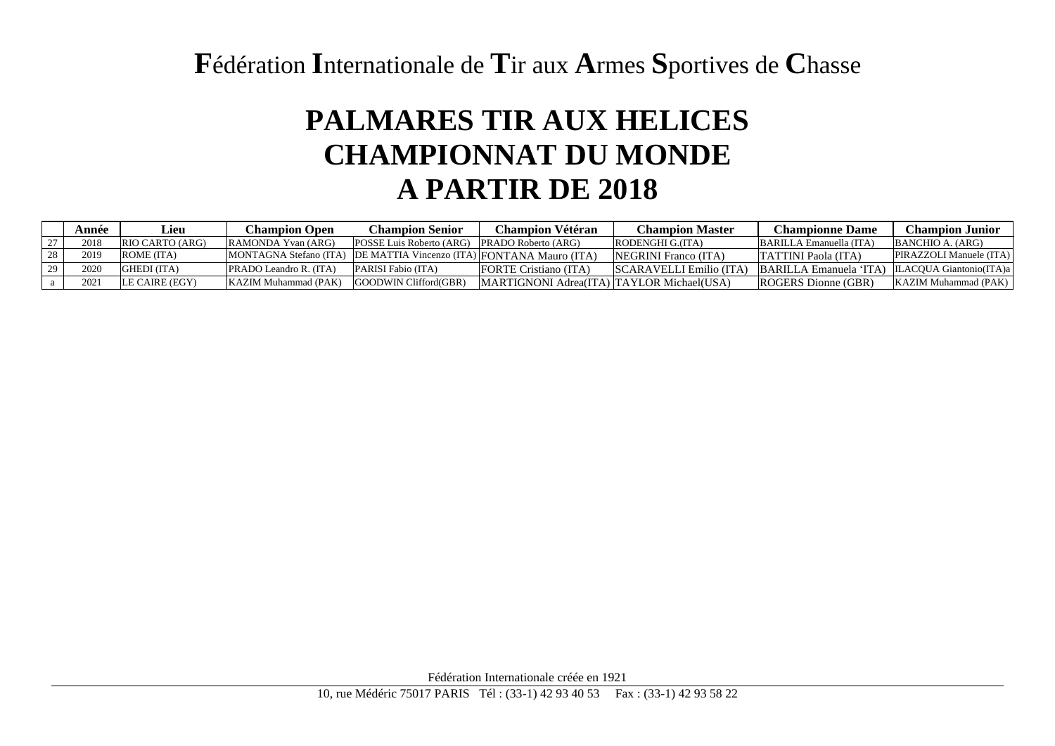**F**édération **I**nternationale de **T**ir aux **A**rmes **S**portives de **C**hasse

# PALMARES TIR AUX HELICES
# CHAMPIONNAT DU MONDE
# A PARTIR DE 2018

| | Année | Lieu | Champion Open | Champion Senior | Champion Vétéran | Champion Master | Championne Dame | Champion Junior |
|---|---|---|---|---|---|---|---|---|
| 27 | 2018 | RIO CARTO (ARG) | RAMONDA Yvan (ARG) | POSSE Luis Roberto (ARG) | PRADO Roberto (ARG) | RODENGHI G.(ITA) | BARILLA Emanuella (ITA) | BANCHIO A. (ARG) |
| 28 | 2019 | ROME (ITA) | MONTAGNA Stefano (ITA) | DE MATTIA Vincenzo (ITA) | FONTANA Mauro (ITA) | NEGRINI Franco (ITA) | TATTINI Paola (ITA) | PIRAZZOLI Manuele (ITA) |
| 29 | 2020 | GHEDI (ITA) | PRADO Leandro R. (ITA) | PARISI Fabio (ITA) | FORTE Cristiano (ITA) | SCARAVELLI Emilio (ITA) | BARILLA Emanuela 'ITA) | ILACQUA Giantonio(ITA)a |
| a | 2021 | LE CAIRE (EGY) | KAZIM Muhammad (PAK) | GOODWIN Clifford(GBR) | MARTIGNONI Adrea(ITA) | TAYLOR Michael(USA) | ROGERS Dionne (GBR) | KAZIM Muhammad (PAK) |

Fédération Internationale créée en 1921

10, rue Médéric 75017 PARIS Tél : (33-1) 42 93 40 53 Fax : (33-1) 42 93 58 22